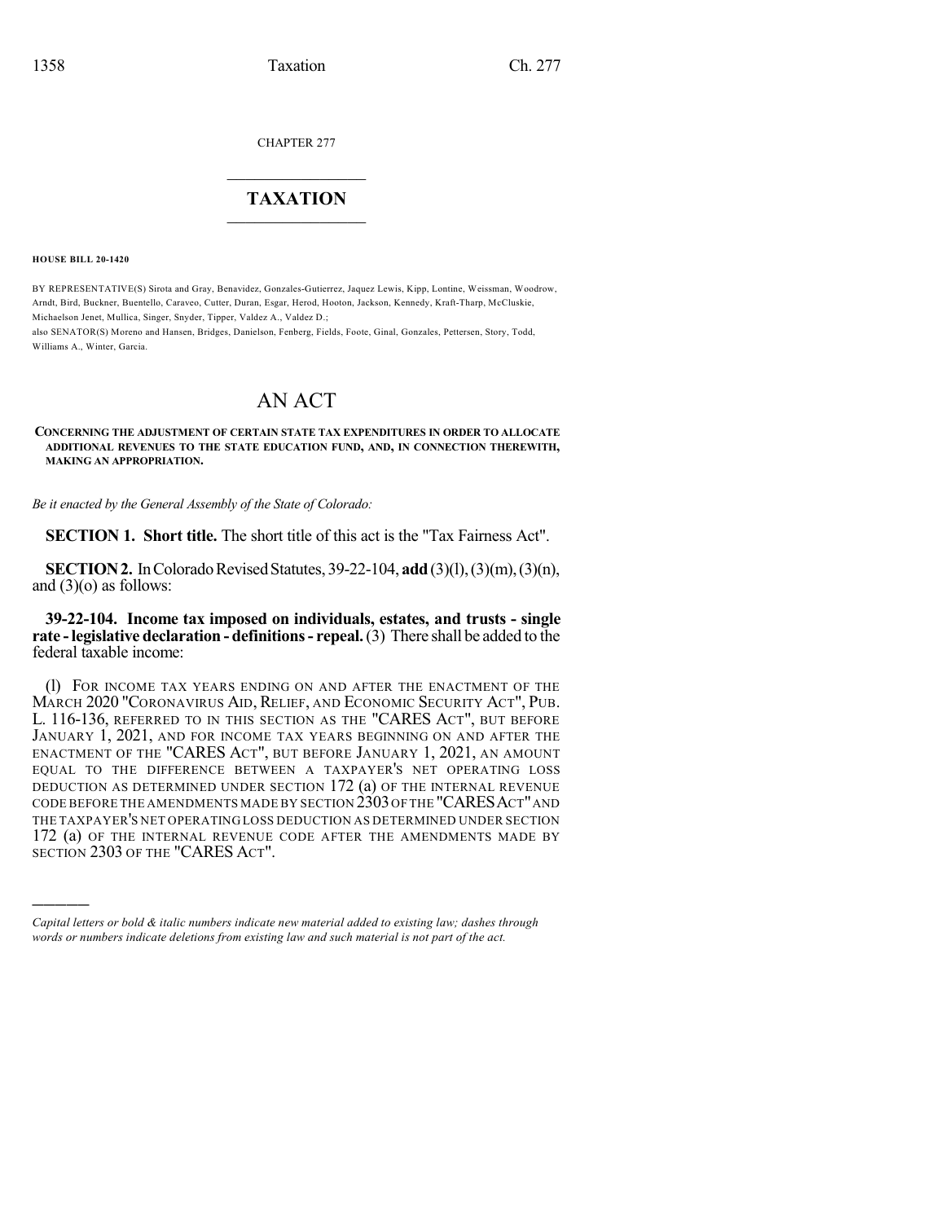CHAPTER 277

# TAXATION

**HOUSE BILL 20-1420**

BY REPRESENTATIVE(S) Sirota and Gray, Benavidez, Gonzales-Gutierrez, Jaquez Lewis, Kipp, Lontine, Weissman, Woodrow, Arndt, Bird, Buckner, Buentello, Caraveo, Cutter, Duran, Esgar, Herod, Hooton, Jackson, Kennedy, Kraft-Tharp, McCluskie, Michaelson Jenet, Mullica, Singer, Snyder, Tipper, Valdez A., Valdez D.;
also SENATOR(S) Moreno and Hansen, Bridges, Danielson, Fenberg, Fields, Foote, Ginal, Gonzales, Pettersen, Story, Todd, Williams A., Winter, Garcia.

# AN ACT

**CONCERNING THE ADJUSTMENT OF CERTAIN STATE TAX EXPENDITURES IN ORDER TO ALLOCATE ADDITIONAL REVENUES TO THE STATE EDUCATION FUND, AND, IN CONNECTION THEREWITH, MAKING AN APPROPRIATION.**

*Be it enacted by the General Assembly of the State of Colorado:*

**SECTION 1. Short title.** The short title of this act is the "Tax Fairness Act".

**SECTION 2.** In Colorado Revised Statutes, 39-22-104, **add** (3)(l), (3)(m), (3)(n), and (3)(o) as follows:

**39-22-104. Income tax imposed on individuals, estates, and trusts - single rate - legislative declaration - definitions - repeal.** (3) There shall be added to the federal taxable income:

(l) FOR INCOME TAX YEARS ENDING ON AND AFTER THE ENACTMENT OF THE MARCH 2020 "CORONAVIRUS AID, RELIEF, AND ECONOMIC SECURITY ACT", PUB. L. 116-136, REFERRED TO IN THIS SECTION AS THE "CARES ACT", BUT BEFORE JANUARY 1, 2021, AND FOR INCOME TAX YEARS BEGINNING ON AND AFTER THE ENACTMENT OF THE "CARES ACT", BUT BEFORE JANUARY 1, 2021, AN AMOUNT EQUAL TO THE DIFFERENCE BETWEEN A TAXPAYER'S NET OPERATING LOSS DEDUCTION AS DETERMINED UNDER SECTION 172 (a) OF THE INTERNAL REVENUE CODE BEFORE THE AMENDMENTS MADE BY SECTION 2303 OF THE "CARES ACT" AND THE TAXPAYER'S NET OPERATING LOSS DEDUCTION AS DETERMINED UNDER SECTION 172 (a) OF THE INTERNAL REVENUE CODE AFTER THE AMENDMENTS MADE BY SECTION 2303 OF THE "CARES ACT".

---

*Capital letters or bold & italic numbers indicate new material added to existing law; dashes through words or numbers indicate deletions from existing law and such material is not part of the act.*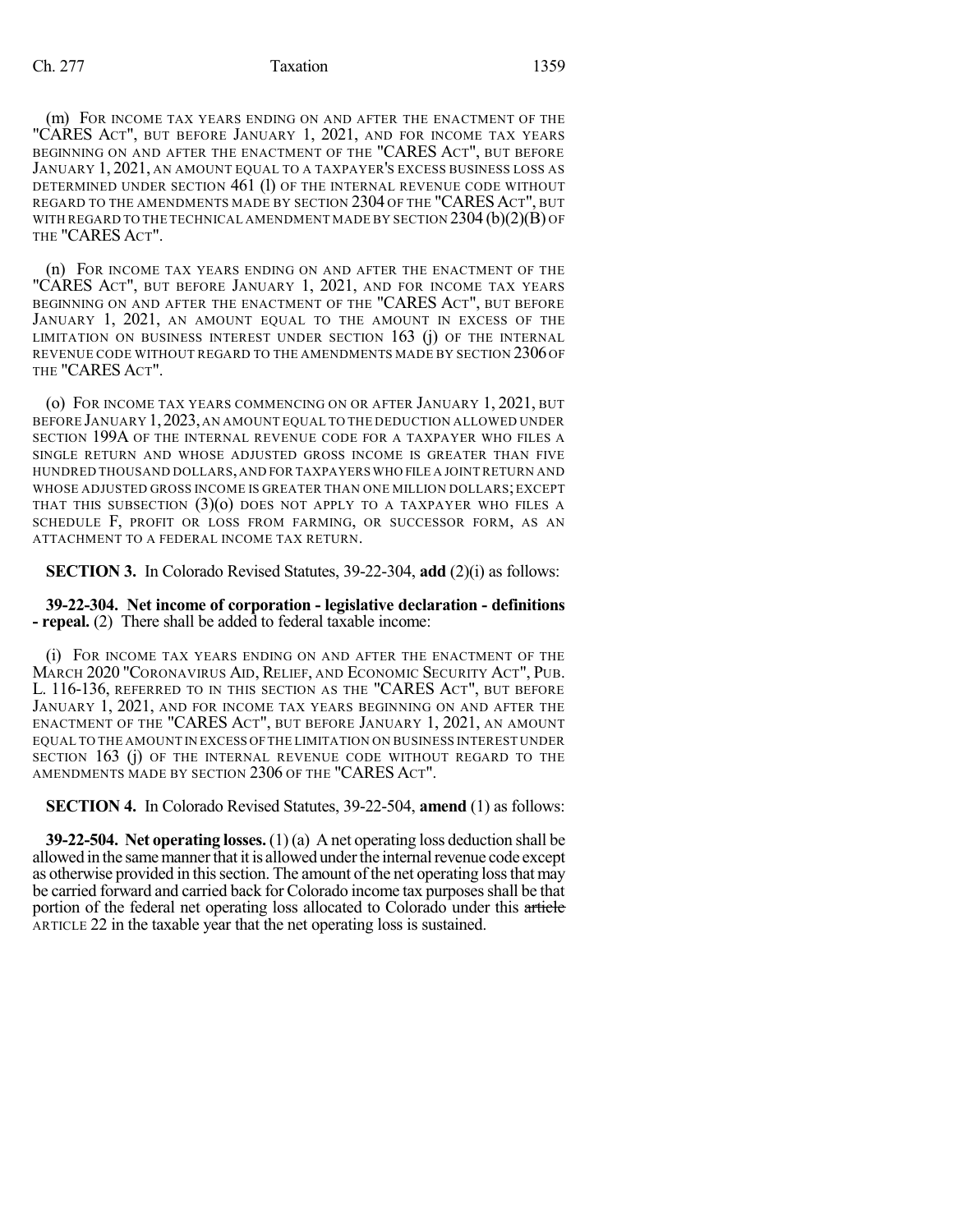(m) FOR INCOME TAX YEARS ENDING ON AND AFTER THE ENACTMENT OF THE "CARES ACT", BUT BEFORE JANUARY 1, 2021, AND FOR INCOME TAX YEARS BEGINNING ON AND AFTER THE ENACTMENT OF THE "CARES ACT", BUT BEFORE JANUARY 1, 2021, AN AMOUNT EQUAL TO A TAXPAYER'S EXCESS BUSINESS LOSS AS DETERMINED UNDER SECTION 461 (l) OF THE INTERNAL REVENUE CODE WITHOUT REGARD TO THE AMENDMENTS MADE BY SECTION 2304 OF THE "CARES ACT", BUT WITH REGARD TO THE TECHNICAL AMENDMENT MADE BY SECTION 2304 (b)(2)(B) OF THE "CARES ACT".

(n) FOR INCOME TAX YEARS ENDING ON AND AFTER THE ENACTMENT OF THE "CARES ACT", BUT BEFORE JANUARY 1, 2021, AND FOR INCOME TAX YEARS BEGINNING ON AND AFTER THE ENACTMENT OF THE "CARES ACT", BUT BEFORE JANUARY 1, 2021, AN AMOUNT EQUAL TO THE AMOUNT IN EXCESS OF THE LIMITATION ON BUSINESS INTEREST UNDER SECTION 163 (j) OF THE INTERNAL REVENUE CODE WITHOUT REGARD TO THE AMENDMENTS MADE BY SECTION 2306 OF THE "CARES ACT".

(o) FOR INCOME TAX YEARS COMMENCING ON OR AFTER JANUARY 1, 2021, BUT BEFORE JANUARY 1, 2023, AN AMOUNT EQUAL TO THE DEDUCTION ALLOWED UNDER SECTION 199A OF THE INTERNAL REVENUE CODE FOR A TAXPAYER WHO FILES A SINGLE RETURN AND WHOSE ADJUSTED GROSS INCOME IS GREATER THAN FIVE HUNDRED THOUSAND DOLLARS, AND FOR TAXPAYERS WHO FILE A JOINT RETURN AND WHOSE ADJUSTED GROSS INCOME IS GREATER THAN ONE MILLION DOLLARS; EXCEPT THAT THIS SUBSECTION (3)(o) DOES NOT APPLY TO A TAXPAYER WHO FILES A SCHEDULE F, PROFIT OR LOSS FROM FARMING, OR SUCCESSOR FORM, AS AN ATTACHMENT TO A FEDERAL INCOME TAX RETURN.

**SECTION 3.** In Colorado Revised Statutes, 39-22-304, **add** (2)(i) as follows:

**39-22-304. Net income of corporation - legislative declaration - definitions - repeal.** (2) There shall be added to federal taxable income:

(i) FOR INCOME TAX YEARS ENDING ON AND AFTER THE ENACTMENT OF THE MARCH 2020 "CORONAVIRUS AID, RELIEF, AND ECONOMIC SECURITY ACT", PUB. L. 116-136, REFERRED TO IN THIS SECTION AS THE "CARES ACT", BUT BEFORE JANUARY 1, 2021, AND FOR INCOME TAX YEARS BEGINNING ON AND AFTER THE ENACTMENT OF THE "CARES ACT", BUT BEFORE JANUARY 1, 2021, AN AMOUNT EQUAL TO THE AMOUNT IN EXCESS OF THE LIMITATION ON BUSINESS INTEREST UNDER SECTION 163 (j) OF THE INTERNAL REVENUE CODE WITHOUT REGARD TO THE AMENDMENTS MADE BY SECTION 2306 OF THE "CARES ACT".

**SECTION 4.** In Colorado Revised Statutes, 39-22-504, **amend** (1) as follows:

**39-22-504. Net operating losses.** (1) (a) A net operating loss deduction shall be allowed in the same manner that it is allowed under the internal revenue code except as otherwise provided in this section. The amount of the net operating loss that may be carried forward and carried back for Colorado income tax purposes shall be that portion of the federal net operating loss allocated to Colorado under this ~~article~~ ARTICLE 22 in the taxable year that the net operating loss is sustained.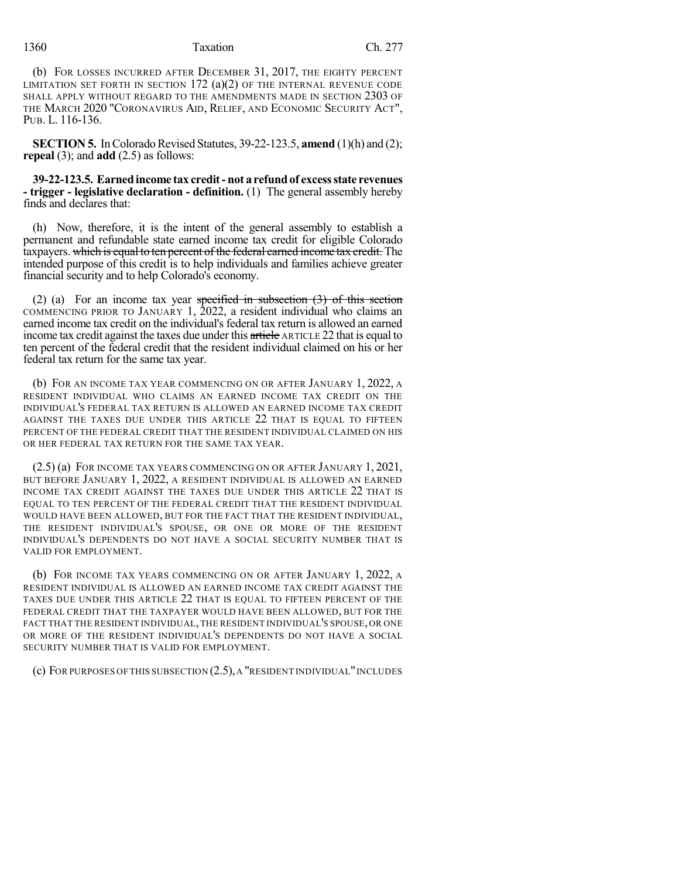(b) FOR LOSSES INCURRED AFTER DECEMBER 31, 2017, THE EIGHTY PERCENT LIMITATION SET FORTH IN SECTION 172 (a)(2) OF THE INTERNAL REVENUE CODE SHALL APPLY WITHOUT REGARD TO THE AMENDMENTS MADE IN SECTION 2303 OF THE MARCH 2020 "CORONAVIRUS AID, RELIEF, AND ECONOMIC SECURITY ACT", PUB. L. 116-136.

**SECTION 5.** In Colorado Revised Statutes, 39-22-123.5, **amend** (1)(h) and (2); **repeal** (3); and **add** (2.5) as follows:

**39-22-123.5. Earned income tax credit - not a refund of excess state revenues - trigger - legislative declaration - definition.** (1) The general assembly hereby finds and declares that:

(h) Now, therefore, it is the intent of the general assembly to establish a permanent and refundable state earned income tax credit for eligible Colorado taxpayers. ~~which is equal to ten percent of the federal earned income tax credit.~~ The intended purpose of this credit is to help individuals and families achieve greater financial security and to help Colorado's economy.

(2) (a) For an income tax year ~~specified in subsection (3) of this section~~ COMMENCING PRIOR TO JANUARY 1, 2022, a resident individual who claims an earned income tax credit on the individual's federal tax return is allowed an earned income tax credit against the taxes due under this ~~article~~ ARTICLE 22 that is equal to ten percent of the federal credit that the resident individual claimed on his or her federal tax return for the same tax year.

(b) FOR AN INCOME TAX YEAR COMMENCING ON OR AFTER JANUARY 1, 2022, A RESIDENT INDIVIDUAL WHO CLAIMS AN EARNED INCOME TAX CREDIT ON THE INDIVIDUAL'S FEDERAL TAX RETURN IS ALLOWED AN EARNED INCOME TAX CREDIT AGAINST THE TAXES DUE UNDER THIS ARTICLE 22 THAT IS EQUAL TO FIFTEEN PERCENT OF THE FEDERAL CREDIT THAT THE RESIDENT INDIVIDUAL CLAIMED ON HIS OR HER FEDERAL TAX RETURN FOR THE SAME TAX YEAR.

(2.5) (a) FOR INCOME TAX YEARS COMMENCING ON OR AFTER JANUARY 1, 2021, BUT BEFORE JANUARY 1, 2022, A RESIDENT INDIVIDUAL IS ALLOWED AN EARNED INCOME TAX CREDIT AGAINST THE TAXES DUE UNDER THIS ARTICLE 22 THAT IS EQUAL TO TEN PERCENT OF THE FEDERAL CREDIT THAT THE RESIDENT INDIVIDUAL WOULD HAVE BEEN ALLOWED, BUT FOR THE FACT THAT THE RESIDENT INDIVIDUAL, THE RESIDENT INDIVIDUAL'S SPOUSE, OR ONE OR MORE OF THE RESIDENT INDIVIDUAL'S DEPENDENTS DO NOT HAVE A SOCIAL SECURITY NUMBER THAT IS VALID FOR EMPLOYMENT.

(b) FOR INCOME TAX YEARS COMMENCING ON OR AFTER JANUARY 1, 2022, A RESIDENT INDIVIDUAL IS ALLOWED AN EARNED INCOME TAX CREDIT AGAINST THE TAXES DUE UNDER THIS ARTICLE 22 THAT IS EQUAL TO FIFTEEN PERCENT OF THE FEDERAL CREDIT THAT THE TAXPAYER WOULD HAVE BEEN ALLOWED, BUT FOR THE FACT THAT THE RESIDENT INDIVIDUAL, THE RESIDENT INDIVIDUAL'S SPOUSE, OR ONE OR MORE OF THE RESIDENT INDIVIDUAL'S DEPENDENTS DO NOT HAVE A SOCIAL SECURITY NUMBER THAT IS VALID FOR EMPLOYMENT.

(c) FOR PURPOSES OF THIS SUBSECTION (2.5), A "RESIDENT INDIVIDUAL" INCLUDES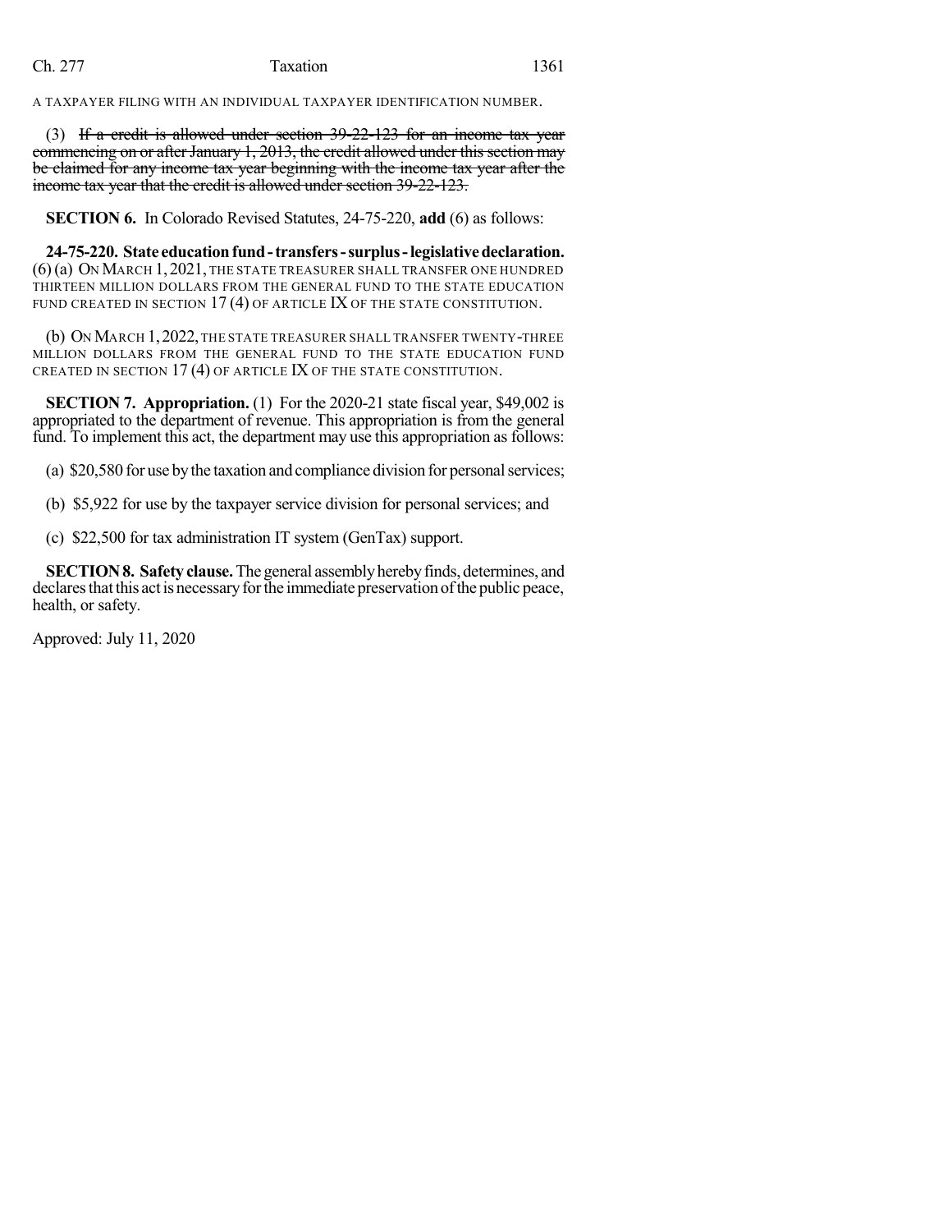A TAXPAYER FILING WITH AN INDIVIDUAL TAXPAYER IDENTIFICATION NUMBER.

(3) ~~If a credit is allowed under section 39-22-123 for an income tax year commencing on or after January 1, 2013, the credit allowed under this section may be claimed for any income tax year beginning with the income tax year after the income tax year that the credit is allowed under section 39-22-123.~~

**SECTION 6.** In Colorado Revised Statutes, 24-75-220, **add** (6) as follows:

**24-75-220. State education fund - transfers - surplus - legislative declaration.** (6) (a) ON MARCH 1, 2021, THE STATE TREASURER SHALL TRANSFER ONE HUNDRED THIRTEEN MILLION DOLLARS FROM THE GENERAL FUND TO THE STATE EDUCATION FUND CREATED IN SECTION 17 (4) OF ARTICLE IX OF THE STATE CONSTITUTION.

(b) ON MARCH 1, 2022, THE STATE TREASURER SHALL TRANSFER TWENTY-THREE MILLION DOLLARS FROM THE GENERAL FUND TO THE STATE EDUCATION FUND CREATED IN SECTION 17 (4) OF ARTICLE IX OF THE STATE CONSTITUTION.

**SECTION 7. Appropriation.** (1) For the 2020-21 state fiscal year, $49,002 is appropriated to the department of revenue. This appropriation is from the general fund. To implement this act, the department may use this appropriation as follows:

(a) $20,580 for use by the taxation and compliance division for personal services;

(b) $5,922 for use by the taxpayer service division for personal services; and

(c) $22,500 for tax administration IT system (GenTax) support.

**SECTION 8. Safety clause.** The general assembly hereby finds, determines, and declares that this act is necessary for the immediate preservation of the public peace, health, or safety.

Approved: July 11, 2020